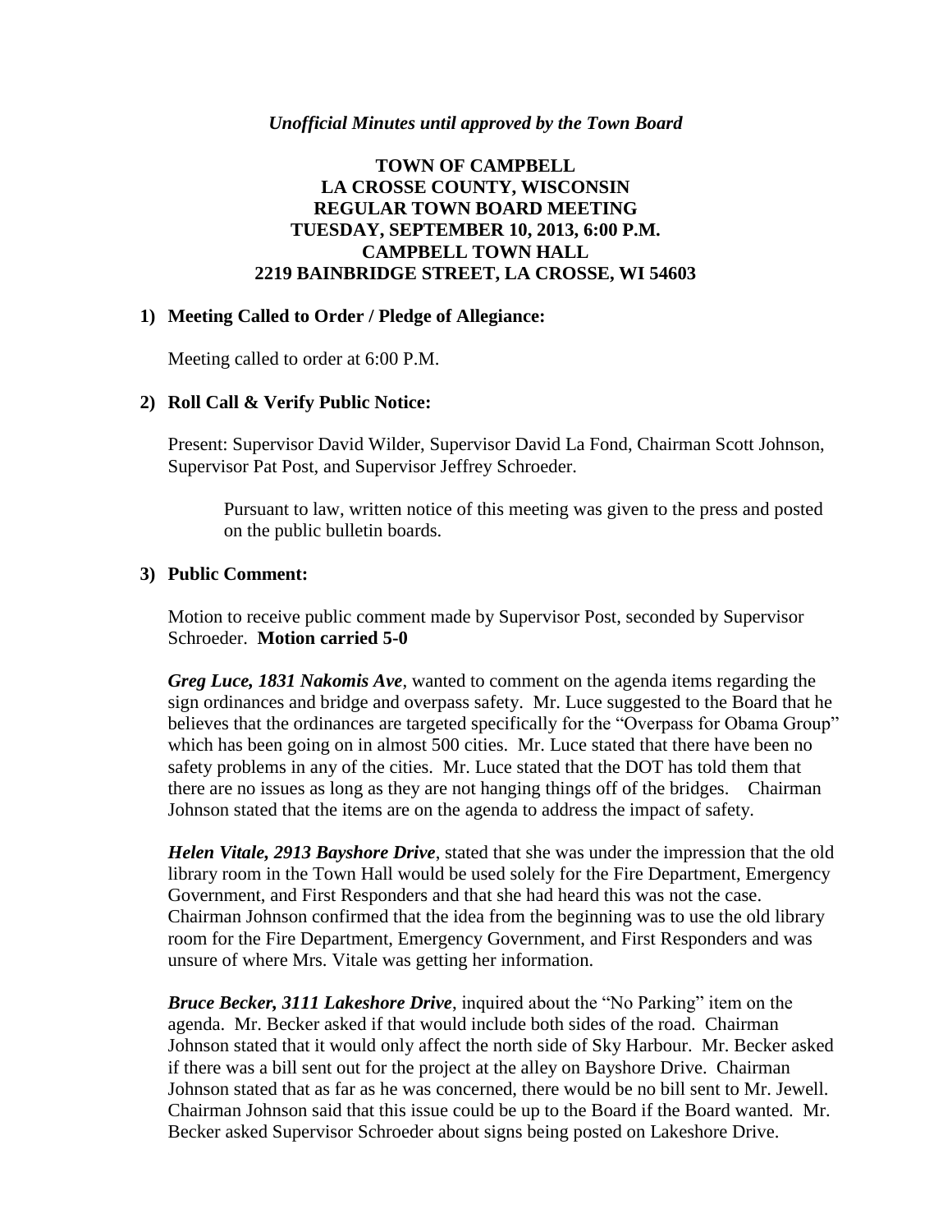*Unofficial Minutes until approved by the Town Board*

# TOWN OF CAMPBELL
# LA CROSSE COUNTY, WISCONSIN
# REGULAR TOWN BOARD MEETING
# TUESDAY, SEPTEMBER 10, 2013, 6:00 P.M.
# CAMPBELL TOWN HALL
# 2219 BAINBRIDGE STREET, LA CROSSE, WI 54603

## 1) Meeting Called to Order / Pledge of Allegiance:

Meeting called to order at 6:00 P.M.

## 2) Roll Call & Verify Public Notice:

Present: Supervisor David Wilder, Supervisor David La Fond, Chairman Scott Johnson, Supervisor Pat Post, and Supervisor Jeffrey Schroeder.

> Pursuant to law, written notice of this meeting was given to the press and posted on the public bulletin boards.

## 3) Public Comment:

Motion to receive public comment made by Supervisor Post, seconded by Supervisor Schroeder. **Motion carried 5-0**

***Greg Luce, 1831 Nakomis Ave***, wanted to comment on the agenda items regarding the sign ordinances and bridge and overpass safety. Mr. Luce suggested to the Board that he believes that the ordinances are targeted specifically for the "Overpass for Obama Group" which has been going on in almost 500 cities. Mr. Luce stated that there have been no safety problems in any of the cities. Mr. Luce stated that the DOT has told them that there are no issues as long as they are not hanging things off of the bridges. Chairman Johnson stated that the items are on the agenda to address the impact of safety.

***Helen Vitale, 2913 Bayshore Drive***, stated that she was under the impression that the old library room in the Town Hall would be used solely for the Fire Department, Emergency Government, and First Responders and that she had heard this was not the case. Chairman Johnson confirmed that the idea from the beginning was to use the old library room for the Fire Department, Emergency Government, and First Responders and was unsure of where Mrs. Vitale was getting her information.

***Bruce Becker, 3111 Lakeshore Drive***, inquired about the "No Parking" item on the agenda. Mr. Becker asked if that would include both sides of the road. Chairman Johnson stated that it would only affect the north side of Sky Harbour. Mr. Becker asked if there was a bill sent out for the project at the alley on Bayshore Drive. Chairman Johnson stated that as far as he was concerned, there would be no bill sent to Mr. Jewell. Chairman Johnson said that this issue could be up to the Board if the Board wanted. Mr. Becker asked Supervisor Schroeder about signs being posted on Lakeshore Drive.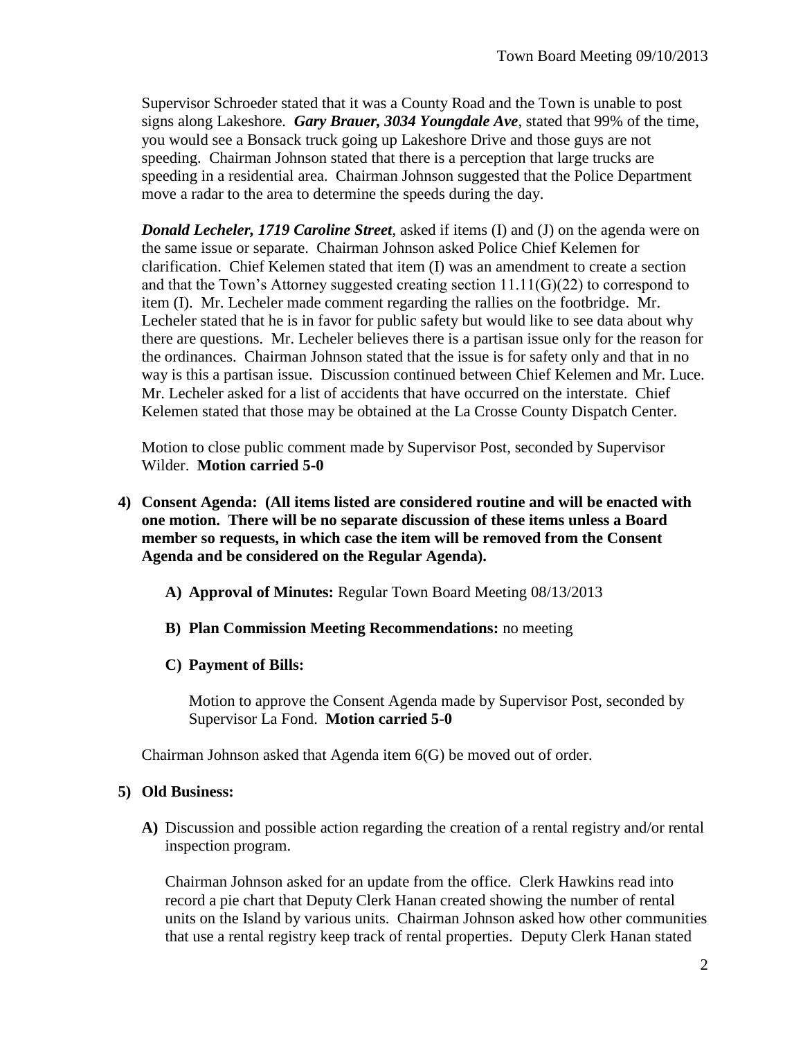Supervisor Schroeder stated that it was a County Road and the Town is unable to post signs along Lakeshore. ***Gary Brauer, 3034 Youngdale Ave***, stated that 99% of the time, you would see a Bonsack truck going up Lakeshore Drive and those guys are not speeding. Chairman Johnson stated that there is a perception that large trucks are speeding in a residential area. Chairman Johnson suggested that the Police Department move a radar to the area to determine the speeds during the day.

***Donald Lecheler, 1719 Caroline Street***, asked if items (I) and (J) on the agenda were on the same issue or separate. Chairman Johnson asked Police Chief Kelemen for clarification. Chief Kelemen stated that item (I) was an amendment to create a section and that the Town's Attorney suggested creating section 11.11(G)(22) to correspond to item (I). Mr. Lecheler made comment regarding the rallies on the footbridge. Mr. Lecheler stated that he is in favor for public safety but would like to see data about why there are questions. Mr. Lecheler believes there is a partisan issue only for the reason for the ordinances. Chairman Johnson stated that the issue is for safety only and that in no way is this a partisan issue. Discussion continued between Chief Kelemen and Mr. Luce. Mr. Lecheler asked for a list of accidents that have occurred on the interstate. Chief Kelemen stated that those may be obtained at the La Crosse County Dispatch Center.

Motion to close public comment made by Supervisor Post, seconded by Supervisor Wilder. **Motion carried 5-0**

4) **Consent Agenda: (All items listed are considered routine and will be enacted with one motion. There will be no separate discussion of these items unless a Board member so requests, in which case the item will be removed from the Consent Agenda and be considered on the Regular Agenda).**

   A) **Approval of Minutes:** Regular Town Board Meeting 08/13/2013

   B) **Plan Commission Meeting Recommendations:** no meeting

   C) **Payment of Bills:**

      Motion to approve the Consent Agenda made by Supervisor Post, seconded by Supervisor La Fond. **Motion carried 5-0**

Chairman Johnson asked that Agenda item 6(G) be moved out of order.

5) **Old Business:**

   A) Discussion and possible action regarding the creation of a rental registry and/or rental inspection program.

      Chairman Johnson asked for an update from the office. Clerk Hawkins read into record a pie chart that Deputy Clerk Hanan created showing the number of rental units on the Island by various units. Chairman Johnson asked how other communities that use a rental registry keep track of rental properties. Deputy Clerk Hanan stated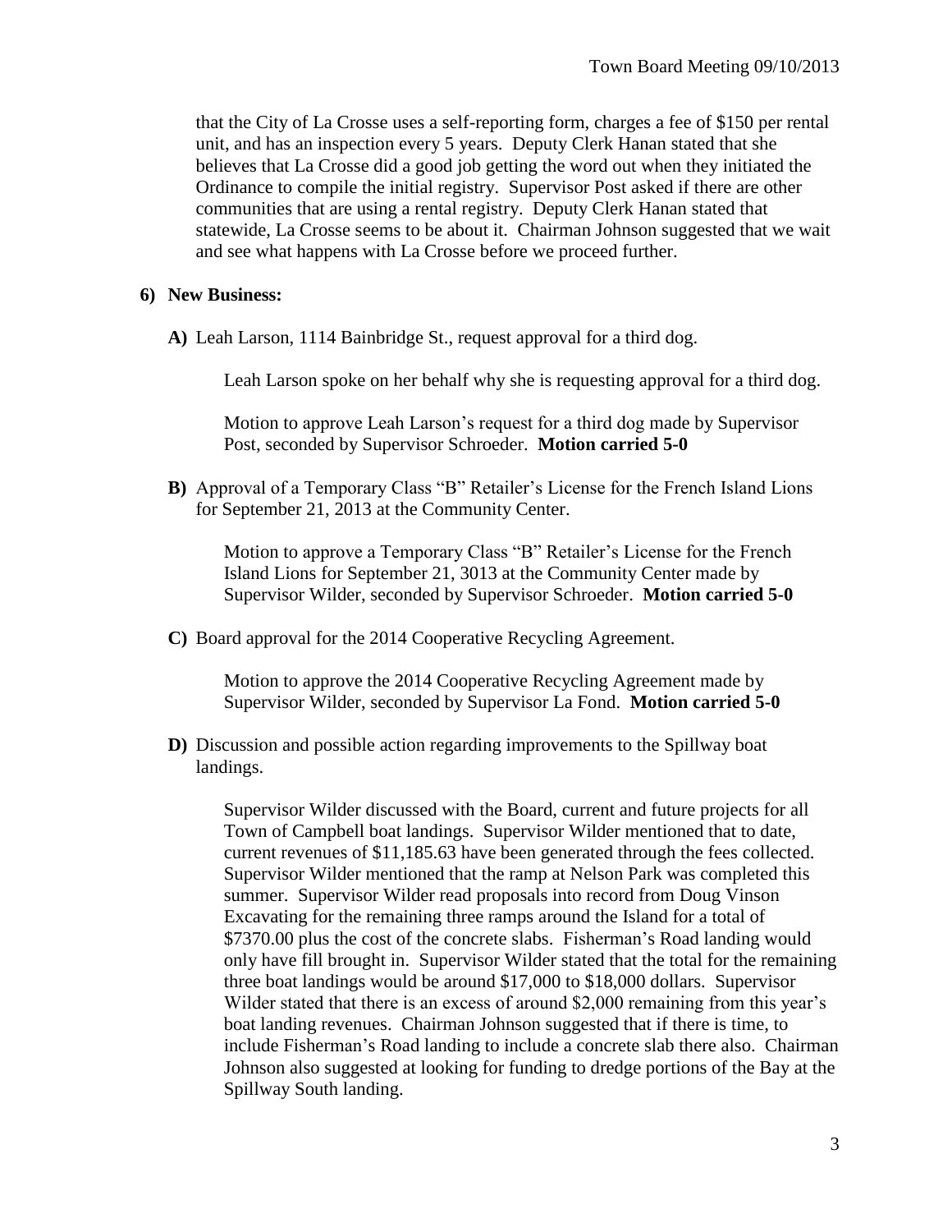that the City of La Crosse uses a self-reporting form, charges a fee of $150 per rental unit, and has an inspection every 5 years. Deputy Clerk Hanan stated that she believes that La Crosse did a good job getting the word out when they initiated the Ordinance to compile the initial registry. Supervisor Post asked if there are other communities that are using a rental registry. Deputy Clerk Hanan stated that statewide, La Crosse seems to be about it. Chairman Johnson suggested that we wait and see what happens with La Crosse before we proceed further.

**6) New Business:**

**A)** Leah Larson, 1114 Bainbridge St., request approval for a third dog.

Leah Larson spoke on her behalf why she is requesting approval for a third dog.

Motion to approve Leah Larson's request for a third dog made by Supervisor Post, seconded by Supervisor Schroeder. **Motion carried 5-0**

**B)** Approval of a Temporary Class "B" Retailer's License for the French Island Lions for September 21, 2013 at the Community Center.

Motion to approve a Temporary Class "B" Retailer's License for the French Island Lions for September 21, 3013 at the Community Center made by Supervisor Wilder, seconded by Supervisor Schroeder. **Motion carried 5-0**

**C)** Board approval for the 2014 Cooperative Recycling Agreement.

Motion to approve the 2014 Cooperative Recycling Agreement made by Supervisor Wilder, seconded by Supervisor La Fond. **Motion carried 5-0**

**D)** Discussion and possible action regarding improvements to the Spillway boat landings.

Supervisor Wilder discussed with the Board, current and future projects for all Town of Campbell boat landings. Supervisor Wilder mentioned that to date, current revenues of $11,185.63 have been generated through the fees collected. Supervisor Wilder mentioned that the ramp at Nelson Park was completed this summer. Supervisor Wilder read proposals into record from Doug Vinson Excavating for the remaining three ramps around the Island for a total of $7370.00 plus the cost of the concrete slabs. Fisherman's Road landing would only have fill brought in. Supervisor Wilder stated that the total for the remaining three boat landings would be around $17,000 to $18,000 dollars. Supervisor Wilder stated that there is an excess of around $2,000 remaining from this year's boat landing revenues. Chairman Johnson suggested that if there is time, to include Fisherman's Road landing to include a concrete slab there also. Chairman Johnson also suggested at looking for funding to dredge portions of the Bay at the Spillway South landing.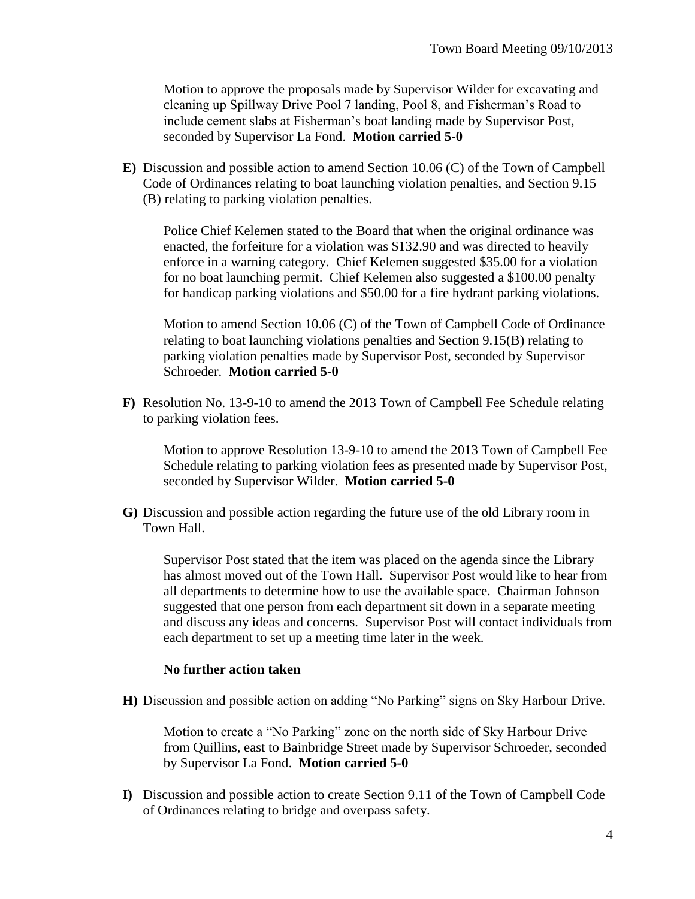Motion to approve the proposals made by Supervisor Wilder for excavating and cleaning up Spillway Drive Pool 7 landing, Pool 8, and Fisherman's Road to include cement slabs at Fisherman's boat landing made by Supervisor Post, seconded by Supervisor La Fond. **Motion carried 5-0**

**E)** Discussion and possible action to amend Section 10.06 (C) of the Town of Campbell Code of Ordinances relating to boat launching violation penalties, and Section 9.15 (B) relating to parking violation penalties.

Police Chief Kelemen stated to the Board that when the original ordinance was enacted, the forfeiture for a violation was $132.90 and was directed to heavily enforce in a warning category. Chief Kelemen suggested $35.00 for a violation for no boat launching permit. Chief Kelemen also suggested a $100.00 penalty for handicap parking violations and $50.00 for a fire hydrant parking violations.

Motion to amend Section 10.06 (C) of the Town of Campbell Code of Ordinance relating to boat launching violations penalties and Section 9.15(B) relating to parking violation penalties made by Supervisor Post, seconded by Supervisor Schroeder. **Motion carried 5-0**

**F)** Resolution No. 13-9-10 to amend the 2013 Town of Campbell Fee Schedule relating to parking violation fees.

Motion to approve Resolution 13-9-10 to amend the 2013 Town of Campbell Fee Schedule relating to parking violation fees as presented made by Supervisor Post, seconded by Supervisor Wilder. **Motion carried 5-0**

**G)** Discussion and possible action regarding the future use of the old Library room in Town Hall.

Supervisor Post stated that the item was placed on the agenda since the Library has almost moved out of the Town Hall. Supervisor Post would like to hear from all departments to determine how to use the available space. Chairman Johnson suggested that one person from each department sit down in a separate meeting and discuss any ideas and concerns. Supervisor Post will contact individuals from each department to set up a meeting time later in the week.

**No further action taken**

**H)** Discussion and possible action on adding "No Parking" signs on Sky Harbour Drive.

Motion to create a "No Parking" zone on the north side of Sky Harbour Drive from Quillins, east to Bainbridge Street made by Supervisor Schroeder, seconded by Supervisor La Fond. **Motion carried 5-0**

**I)** Discussion and possible action to create Section 9.11 of the Town of Campbell Code of Ordinances relating to bridge and overpass safety.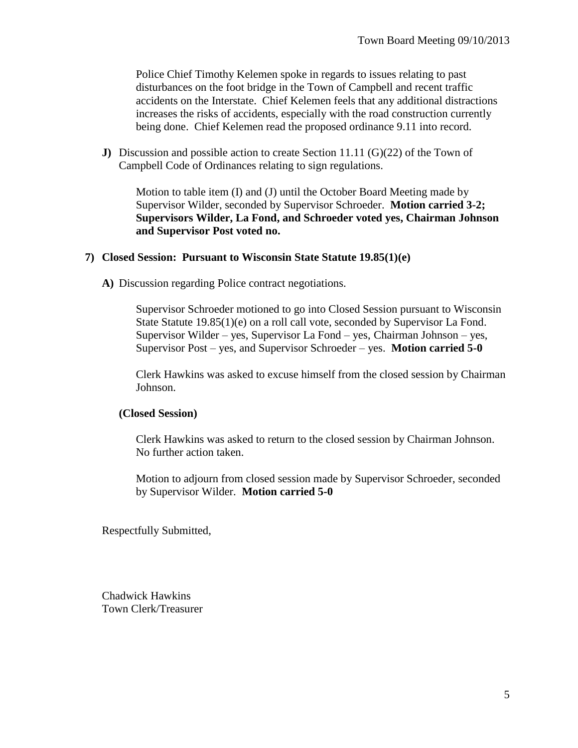Police Chief Timothy Kelemen spoke in regards to issues relating to past disturbances on the foot bridge in the Town of Campbell and recent traffic accidents on the Interstate. Chief Kelemen feels that any additional distractions increases the risks of accidents, especially with the road construction currently being done. Chief Kelemen read the proposed ordinance 9.11 into record.

**J)** Discussion and possible action to create Section 11.11 (G)(22) of the Town of Campbell Code of Ordinances relating to sign regulations.

Motion to table item (I) and (J) until the October Board Meeting made by Supervisor Wilder, seconded by Supervisor Schroeder. **Motion carried 3-2; Supervisors Wilder, La Fond, and Schroeder voted yes, Chairman Johnson and Supervisor Post voted no.**

**7) Closed Session: Pursuant to Wisconsin State Statute 19.85(1)(e)**

**A)** Discussion regarding Police contract negotiations.

Supervisor Schroeder motioned to go into Closed Session pursuant to Wisconsin State Statute 19.85(1)(e) on a roll call vote, seconded by Supervisor La Fond. Supervisor Wilder – yes, Supervisor La Fond – yes, Chairman Johnson – yes, Supervisor Post – yes, and Supervisor Schroeder – yes. **Motion carried 5-0**

Clerk Hawkins was asked to excuse himself from the closed session by Chairman Johnson.

**(Closed Session)**

Clerk Hawkins was asked to return to the closed session by Chairman Johnson. No further action taken.

Motion to adjourn from closed session made by Supervisor Schroeder, seconded by Supervisor Wilder. **Motion carried 5-0**

Respectfully Submitted,

Chadwick Hawkins
Town Clerk/Treasurer